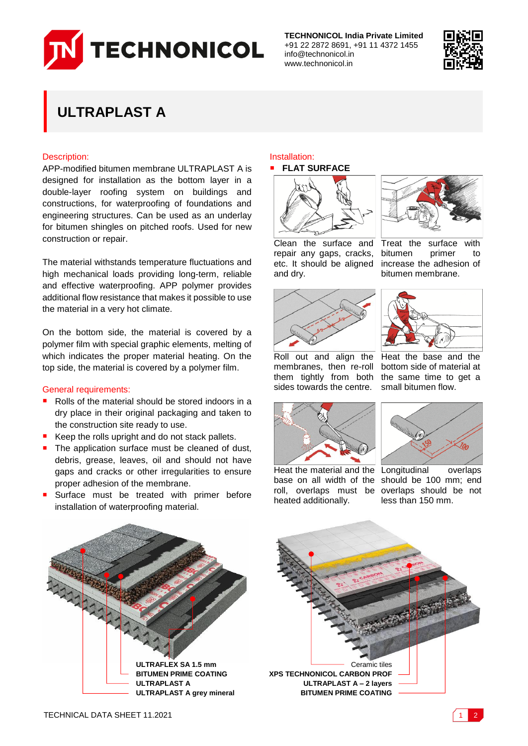TECHNONICOL

**TECHNONICOL India Private Limited**
+91 22 2872 8691, +91 11 4372 1455
info@technonicol.in
www.technonicol.in

# ULTRAPLAST A

## Description:

APP-modified bitumen membrane ULTRAPLAST A is designed for installation as the bottom layer in a double-layer roofing system on buildings and constructions, for waterproofing of foundations and engineering structures. Can be used as an underlay for bitumen shingles on pitched roofs. Used for new construction or repair.

The material withstands temperature fluctuations and high mechanical loads providing long-term, reliable and effective waterproofing. APP polymer provides additional flow resistance that makes it possible to use the material in a very hot climate.

On the bottom side, the material is covered by a polymer film with special graphic elements, melting of which indicates the proper material heating. On the top side, the material is covered by a polymer film.

## General requirements:

- Rolls of the material should be stored indoors in a dry place in their original packaging and taken to the construction site ready to use.
- Keep the rolls upright and do not stack pallets.
- The application surface must be cleaned of dust, debris, grease, leaves, oil and should not have gaps and cracks or other irregularities to ensure proper adhesion of the membrane.
- Surface must be treated with primer before installation of waterproofing material.

## Installation:

- **FLAT SURFACE**

Clean the surface and repair any gaps, cracks, etc. It should be aligned and dry.

Treat the surface with bitumen primer to increase the adhesion of bitumen membrane.

Roll out and align the membranes, then re-roll them tightly from both sides towards the centre.

Heat the base and the bottom side of material at the same time to get a small bitumen flow.

Heat the material and the base on all width of the roll, overlaps must be heated additionally.

Longitudinal overlaps should be 100 mm; end overlaps should be not less than 150 mm.

ULTRAFLEX SA 1.5 mm
BITUMEN PRIME COATING
ULTRAPLAST A
ULTRAPLAST A grey mineral

Ceramic tiles
XPS TECHNONICOL CARBON PROF
ULTRAPLAST A – 2 layers
BITUMEN PRIME COATING

TECHNICAL DATA SHEET 11.2021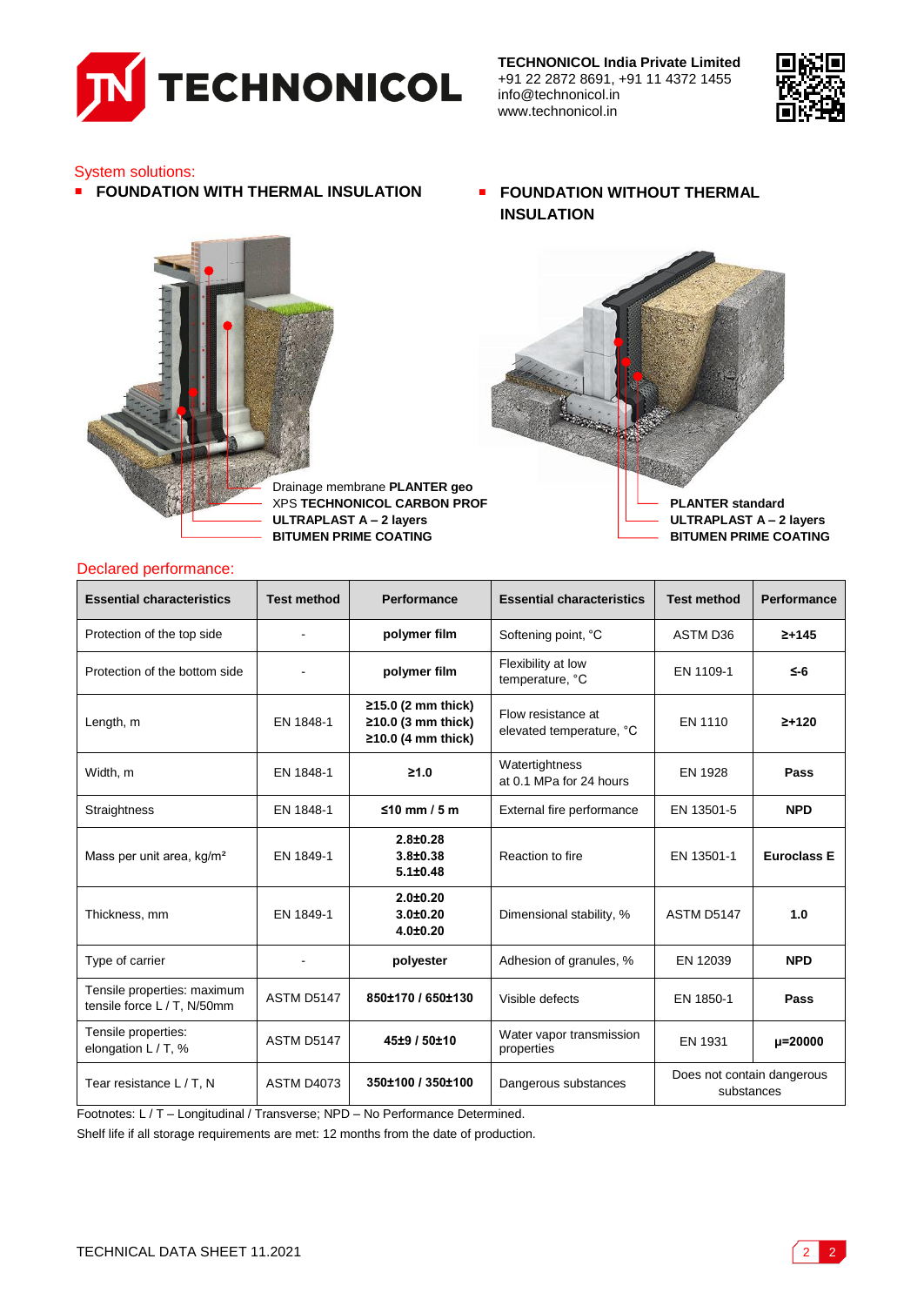TECHNONICOL India Private Limited
+91 22 2872 8691, +91 11 4372 1455
info@technonicol.in
www.technonicol.in

System solutions:

- **FOUNDATION WITH THERMAL INSULATION**
- **FOUNDATION WITHOUT THERMAL INSULATION**

Drainage membrane **PLANTER geo**
XPS **TECHNONICOL CARBON PROF**
**ULTRAPLAST A – 2 layers**
**BITUMEN PRIME COATING**

**PLANTER standard**
**ULTRAPLAST A – 2 layers**
**BITUMEN PRIME COATING**

## Declared performance:

| Essential characteristics | Test method | Performance | Essential characteristics | Test method | Performance |
|---|---|---|---|---|---|
| Protection of the top side | - | **polymer film** | Softening point, °C | ASTM D36 | **≥+145** |
| Protection of the bottom side | - | **polymer film** | Flexibility at low temperature, °C | EN 1109-1 | **≤-6** |
| Length, m | EN 1848-1 | **≥15.0 (2 mm thick)**<br>**≥10.0 (3 mm thick)**<br>**≥10.0 (4 mm thick)** | Flow resistance at elevated temperature, °C | EN 1110 | **≥+120** |
| Width, m | EN 1848-1 | **≥1.0** | Watertightness at 0.1 MPa for 24 hours | EN 1928 | **Pass** |
| Straightness | EN 1848-1 | **≤10 mm / 5 m** | External fire performance | EN 13501-5 | **NPD** |
| Mass per unit area, kg/m² | EN 1849-1 | **2.8±0.28**<br>**3.8±0.38**<br>**5.1±0.48** | Reaction to fire | EN 13501-1 | **Euroclass E** |
| Thickness, mm | EN 1849-1 | **2.0±0.20**<br>**3.0±0.20**<br>**4.0±0.20** | Dimensional stability, % | ASTM D5147 | **1.0** |
| Type of carrier | - | **polyester** | Adhesion of granules, % | EN 12039 | **NPD** |
| Tensile properties: maximum tensile force L / T, N/50mm | ASTM D5147 | **850±170 / 650±130** | Visible defects | EN 1850-1 | **Pass** |
| Tensile properties: elongation L / T, % | ASTM D5147 | **45±9 / 50±10** | Water vapor transmission properties | EN 1931 | **μ=20000** |
| Tear resistance L / T, N | ASTM D4073 | **350±100 / 350±100** | Dangerous substances | Does not contain dangerous substances | |

Footnotes: L / T – Longitudinal / Transverse; NPD – No Performance Determined.

Shelf life if all storage requirements are met: 12 months from the date of production.

TECHNICAL DATA SHEET 11.2021